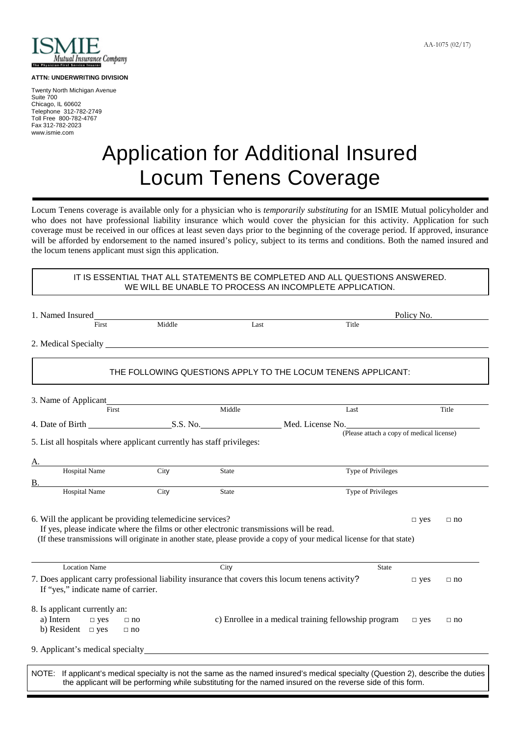ISMIE Mutual Insurance Company
The Physician-First Service Insurer

AA-1075 (02/17)

**ATTN: UNDERWRITING DIVISION**

Twenty North Michigan Avenue
Suite 700
Chicago, IL 60602
Telephone 312-782-2749
Toll Free 800-782-4767
Fax 312-782-2023
www.ismie.com

# Application for Additional Insured Locum Tenens Coverage

Locum Tenens coverage is available only for a physician who is *temporarily substituting* for an ISMIE Mutual policyholder and who does not have professional liability insurance which would cover the physician for this activity. Application for such coverage must be received in our offices at least seven days prior to the beginning of the coverage period. If approved, insurance will be afforded by endorsement to the named insured's policy, subject to its terms and conditions. Both the named insured and the locum tenens applicant must sign this application.

IT IS ESSENTIAL THAT ALL STATEMENTS BE COMPLETED AND ALL QUESTIONS ANSWERED. WE WILL BE UNABLE TO PROCESS AN INCOMPLETE APPLICATION.

1. Named Insured ______ First ______ Middle ______ Last ______ Title ______ Policy No. ______

2. Medical Specialty ______

THE FOLLOWING QUESTIONS APPLY TO THE LOCUM TENENS APPLICANT:

3. Name of Applicant ______ First ______ Middle ______ Last ______ Title ______

4. Date of Birth ______ S.S. No. ______ Med. License No. ______
(Please attach a copy of medical license)

5. List all hospitals where applicant currently has staff privileges:

A. ______ Hospital Name ______ City ______ State ______ Type of Privileges ______

B. ______ Hospital Name ______ City ______ State ______ Type of Privileges ______

6. Will the applicant be providing telemedicine services? □ yes □ no
If yes, please indicate where the films or other electronic transmissions will be read.
(If these transmissions will originate in another state, please provide a copy of your medical license for that state)

______ Location Name ______ City ______ State ______

7. Does applicant carry professional liability insurance that covers this locum tenens activity? □ yes □ no
If "yes," indicate name of carrier.

8. Is applicant currently an:
a) Intern □ yes □ no
b) Resident □ yes □ no
c) Enrollee in a medical training fellowship program □ yes □ no

9. Applicant's medical specialty ______

NOTE: If applicant's medical specialty is not the same as the named insured's medical specialty (Question 2), describe the duties the applicant will be performing while substituting for the named insured on the reverse side of this form.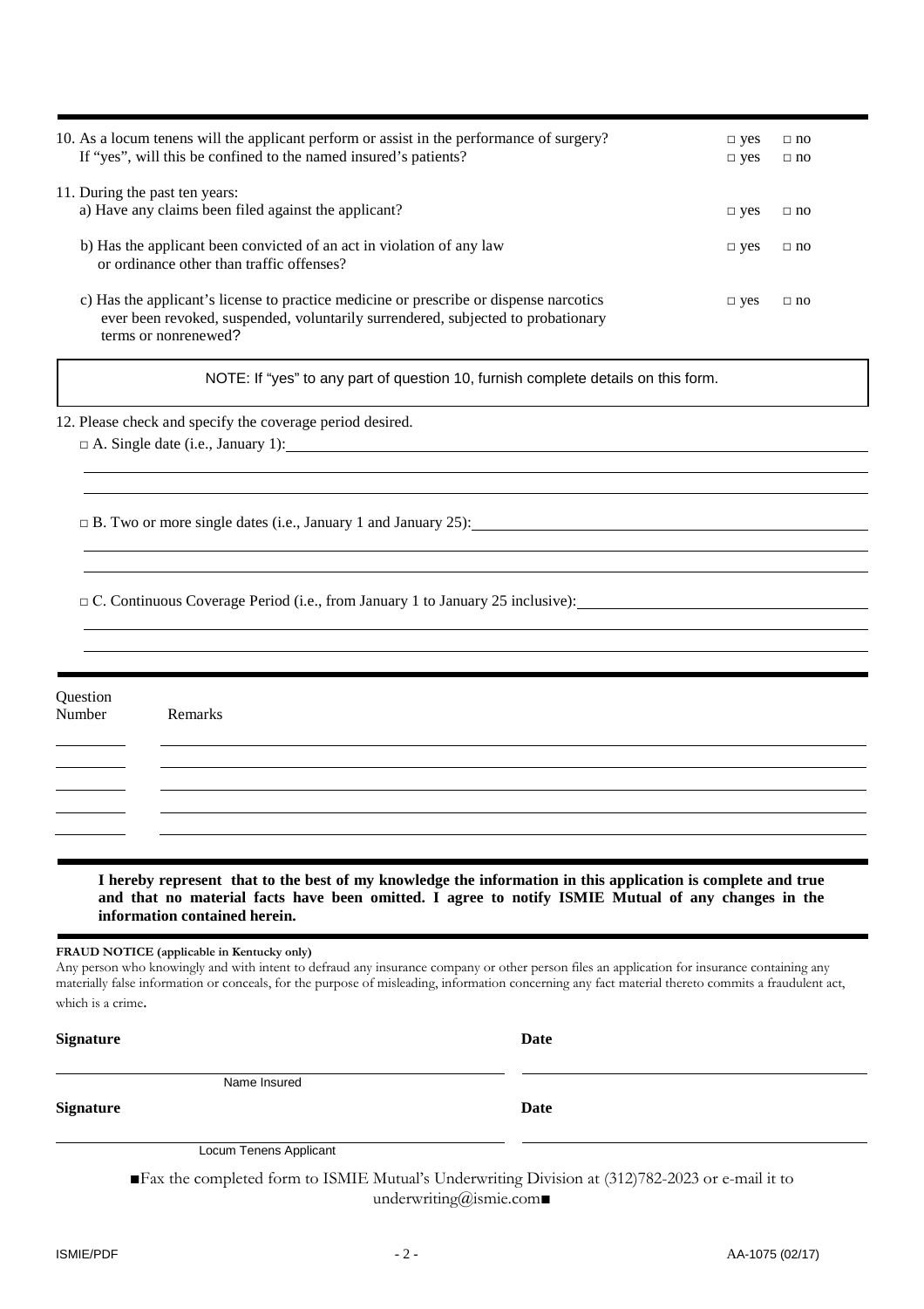10. As a locum tenens will the applicant perform or assist in the performance of surgery? □ yes □ no
    If "yes", will this be confined to the named insured's patients? □ yes □ no

11. During the past ten years:
    a) Have any claims been filed against the applicant? □ yes □ no

    b) Has the applicant been convicted of an act in violation of any law or ordinance other than traffic offenses? □ yes □ no

    c) Has the applicant's license to practice medicine or prescribe or dispense narcotics ever been revoked, suspended, voluntarily surrendered, subjected to probationary terms or nonrenewed? □ yes □ no

NOTE: If "yes" to any part of question 10, furnish complete details on this form.

12. Please check and specify the coverage period desired.

    □ A. Single date (i.e., January 1): ______________________________

    □ B. Two or more single dates (i.e., January 1 and January 25): ______________________________

    □ C. Continuous Coverage Period (i.e., from January 1 to January 25 inclusive): ______________________________

| Question Number | Remarks |
|---|---|
| | |
| | |
| | |
| | |
| | |

**I hereby represent that to the best of my knowledge the information in this application is complete and true and that no material facts have been omitted. I agree to notify ISMIE Mutual of any changes in the information contained herein.**

**FRAUD NOTICE (applicable in Kentucky only)**
Any person who knowingly and with intent to defraud any insurance company or other person files an application for insurance containing any materially false information or conceals, for the purpose of misleading, information concerning any fact material thereto commits a fraudulent act, which is a crime.

**Signature** ______________________________ **Date** ______________________________
Name Insured

**Signature** ______________________________ **Date** ______________________________
Locum Tenens Applicant

■Fax the completed form to ISMIE Mutual's Underwriting Division at (312)782-2023 or e-mail it to underwriting@ismie.com■

ISMIE/PDF AA-1075 (02/17)